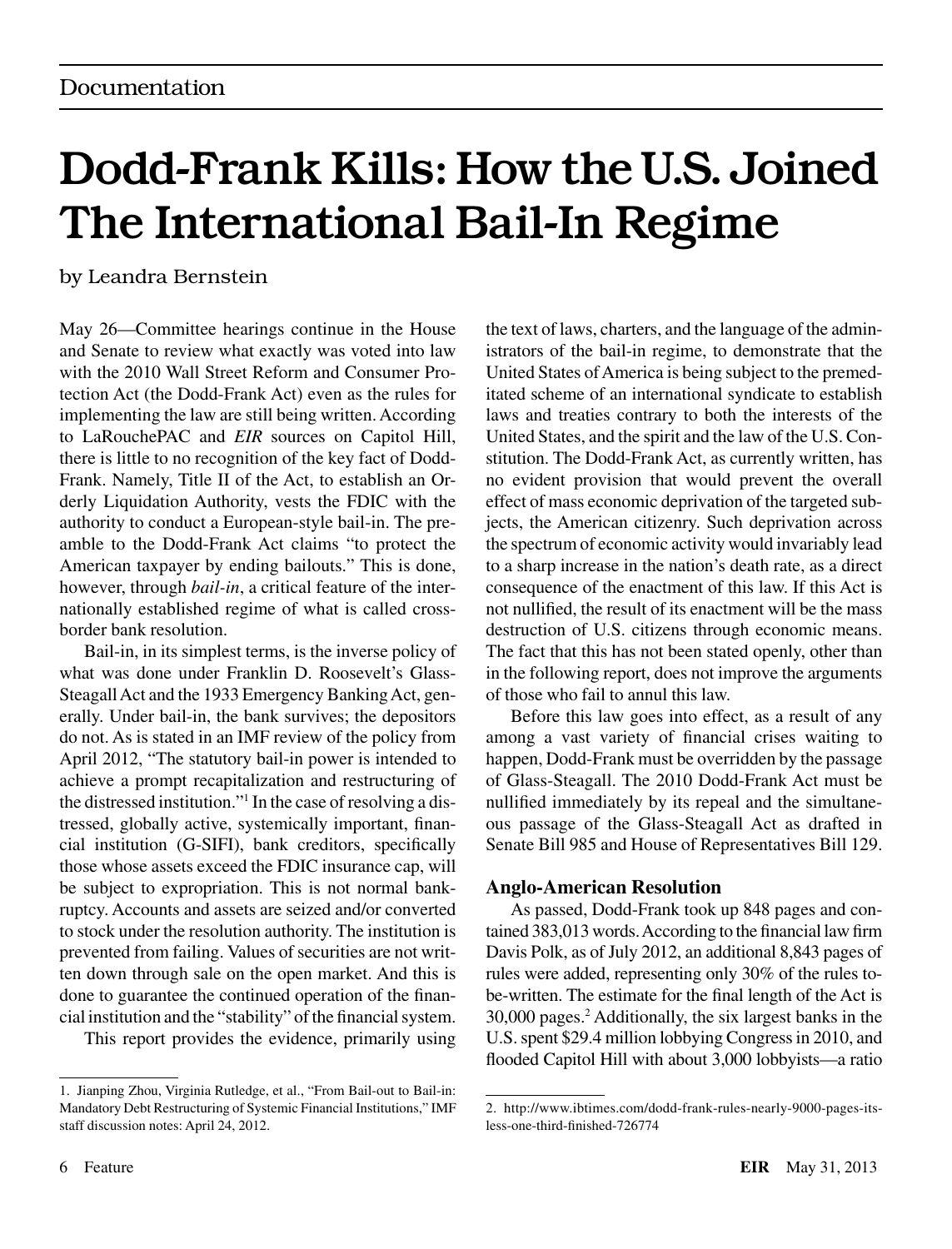Documentation

# Dodd-Frank Kills: How the U.S. Joined The International Bail-In Regime

by Leandra Bernstein

May 26—Committee hearings continue in the House and Senate to review what exactly was voted into law with the 2010 Wall Street Reform and Consumer Protection Act (the Dodd-Frank Act) even as the rules for implementing the law are still being written. According to LaRouchePAC and *EIR* sources on Capitol Hill, there is little to no recognition of the key fact of Dodd-Frank. Namely, Title II of the Act, to establish an Orderly Liquidation Authority, vests the FDIC with the authority to conduct a European-style bail-in. The preamble to the Dodd-Frank Act claims "to protect the American taxpayer by ending bailouts." This is done, however, through *bail-in*, a critical feature of the internationally established regime of what is called cross-border bank resolution.

Bail-in, in its simplest terms, is the inverse policy of what was done under Franklin D. Roosevelt's Glass-Steagall Act and the 1933 Emergency Banking Act, generally. Under bail-in, the bank survives; the depositors do not. As is stated in an IMF review of the policy from April 2012, "The statutory bail-in power is intended to achieve a prompt recapitalization and restructuring of the distressed institution."[1] In the case of resolving a distressed, globally active, systemically important, financial institution (G-SIFI), bank creditors, specifically those whose assets exceed the FDIC insurance cap, will be subject to expropriation. This is not normal bankruptcy. Accounts and assets are seized and/or converted to stock under the resolution authority. The institution is prevented from failing. Values of securities are not written down through sale on the open market. And this is done to guarantee the continued operation of the financial institution and the "stability" of the financial system.

This report provides the evidence, primarily using the text of laws, charters, and the language of the administrators of the bail-in regime, to demonstrate that the United States of America is being subject to the premeditated scheme of an international syndicate to establish laws and treaties contrary to both the interests of the United States, and the spirit and the law of the U.S. Constitution. The Dodd-Frank Act, as currently written, has no evident provision that would prevent the overall effect of mass economic deprivation of the targeted subjects, the American citizenry. Such deprivation across the spectrum of economic activity would invariably lead to a sharp increase in the nation's death rate, as a direct consequence of the enactment of this law. If this Act is not nullified, the result of its enactment will be the mass destruction of U.S. citizens through economic means. The fact that this has not been stated openly, other than in the following report, does not improve the arguments of those who fail to annul this law.

Before this law goes into effect, as a result of any among a vast variety of financial crises waiting to happen, Dodd-Frank must be overridden by the passage of Glass-Steagall. The 2010 Dodd-Frank Act must be nullified immediately by its repeal and the simultaneous passage of the Glass-Steagall Act as drafted in Senate Bill 985 and House of Representatives Bill 129.

### Anglo-American Resolution

As passed, Dodd-Frank took up 848 pages and contained 383,013 words. According to the financial law firm Davis Polk, as of July 2012, an additional 8,843 pages of rules were added, representing only 30% of the rules to-be-written. The estimate for the final length of the Act is 30,000 pages.[2] Additionally, the six largest banks in the U.S. spent $29.4 million lobbying Congress in 2010, and flooded Capitol Hill with about 3,000 lobbyists—a ratio

---

1. Jianping Zhou, Virginia Rutledge, et al., "From Bail-out to Bail-in: Mandatory Debt Restructuring of Systemic Financial Institutions," IMF staff discussion notes: April 24, 2012.

2. http://www.ibtimes.com/dodd-frank-rules-nearly-9000-pages-its-less-one-third-finished-726774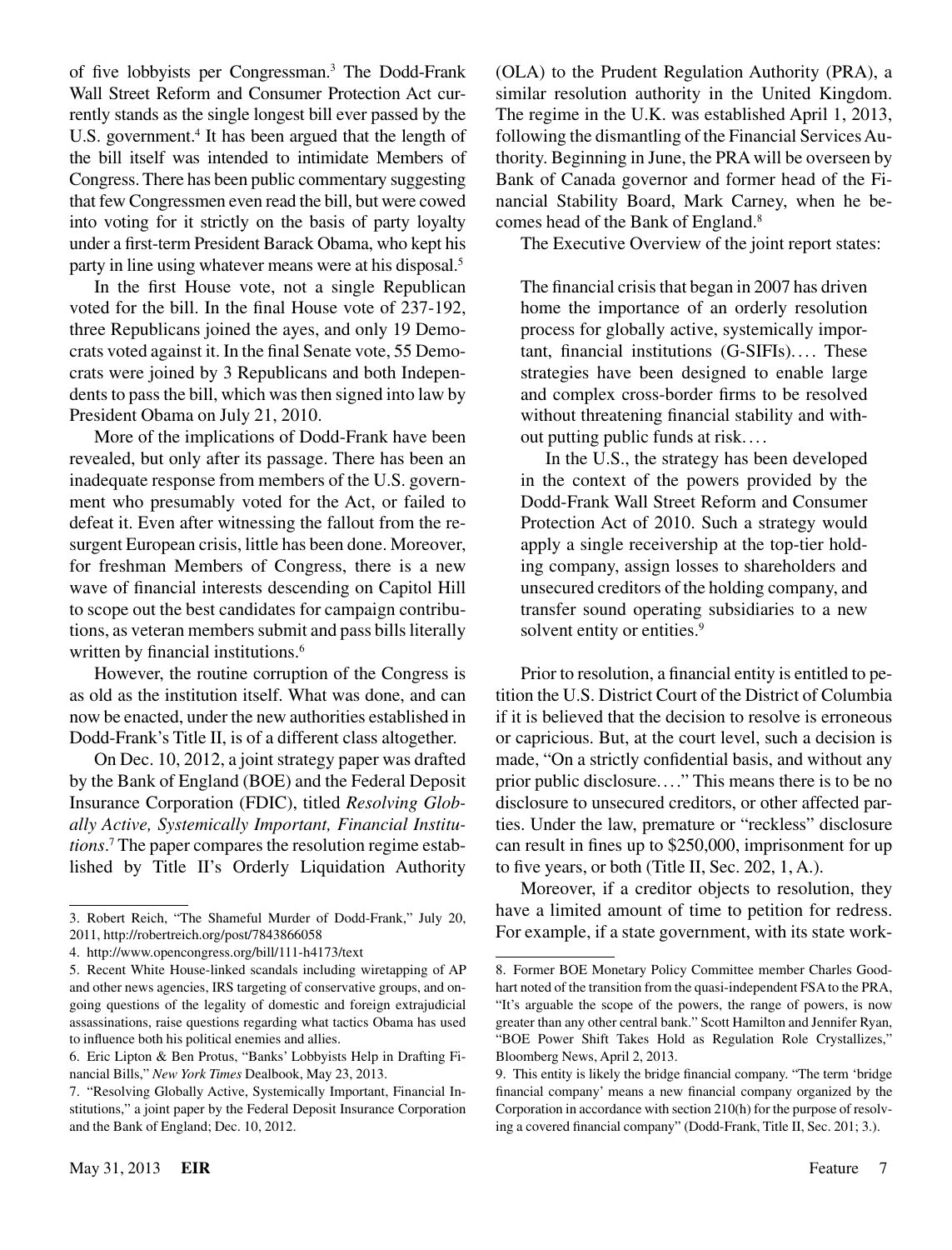of five lobbyists per Congressman.[3] The Dodd-Frank Wall Street Reform and Consumer Protection Act currently stands as the single longest bill ever passed by the U.S. government.[4] It has been argued that the length of the bill itself was intended to intimidate Members of Congress. There has been public commentary suggesting that few Congressmen even read the bill, but were cowed into voting for it strictly on the basis of party loyalty under a first-term President Barack Obama, who kept his party in line using whatever means were at his disposal.[5]

In the first House vote, not a single Republican voted for the bill. In the final House vote of 237-192, three Republicans joined the ayes, and only 19 Democrats voted against it. In the final Senate vote, 55 Democrats were joined by 3 Republicans and both Independents to pass the bill, which was then signed into law by President Obama on July 21, 2010.

More of the implications of Dodd-Frank have been revealed, but only after its passage. There has been an inadequate response from members of the U.S. government who presumably voted for the Act, or failed to defeat it. Even after witnessing the fallout from the resurgent European crisis, little has been done. Moreover, for freshman Members of Congress, there is a new wave of financial interests descending on Capitol Hill to scope out the best candidates for campaign contributions, as veteran members submit and pass bills literally written by financial institutions.[6]

However, the routine corruption of the Congress is as old as the institution itself. What was done, and can now be enacted, under the new authorities established in Dodd-Frank's Title II, is of a different class altogether.

On Dec. 10, 2012, a joint strategy paper was drafted by the Bank of England (BOE) and the Federal Deposit Insurance Corporation (FDIC), titled *Resolving Globally Active, Systemically Important, Financial Institutions*.[7] The paper compares the resolution regime established by Title II's Orderly Liquidation Authority (OLA) to the Prudent Regulation Authority (PRA), a similar resolution authority in the United Kingdom. The regime in the U.K. was established April 1, 2013, following the dismantling of the Financial Services Authority. Beginning in June, the PRA will be overseen by Bank of Canada governor and former head of the Financial Stability Board, Mark Carney, when he becomes head of the Bank of England.[8]

The Executive Overview of the joint report states:

> The financial crisis that began in 2007 has driven home the importance of an orderly resolution process for globally active, systemically important, financial institutions (G-SIFIs).... These strategies have been designed to enable large and complex cross-border firms to be resolved without threatening financial stability and without putting public funds at risk....
>
> In the U.S., the strategy has been developed in the context of the powers provided by the Dodd-Frank Wall Street Reform and Consumer Protection Act of 2010. Such a strategy would apply a single receivership at the top-tier holding company, assign losses to shareholders and unsecured creditors of the holding company, and transfer sound operating subsidiaries to a new solvent entity or entities.[9]

Prior to resolution, a financial entity is entitled to petition the U.S. District Court of the District of Columbia if it is believed that the decision to resolve is erroneous or capricious. But, at the court level, such a decision is made, "On a strictly confidential basis, and without any prior public disclosure...." This means there is to be no disclosure to unsecured creditors, or other affected parties. Under the law, premature or "reckless" disclosure can result in fines up to $250,000, imprisonment for up to five years, or both (Title II, Sec. 202, 1, A.).

Moreover, if a creditor objects to resolution, they have a limited amount of time to petition for redress. For example, if a state government, with its state work-

---

3. Robert Reich, "The Shameful Murder of Dodd-Frank," July 20, 2011, http://robertreich.org/post/7843866058

4. http://www.opencongress.org/bill/111-h4173/text

5. Recent White House-linked scandals including wiretapping of AP and other news agencies, IRS targeting of conservative groups, and ongoing questions of the legality of domestic and foreign extrajudicial assassinations, raise questions regarding what tactics Obama has used to influence both his political enemies and allies.

6. Eric Lipton & Ben Protus, "Banks' Lobbyists Help in Drafting Financial Bills," *New York Times* Dealbook, May 23, 2013.

7. "Resolving Globally Active, Systemically Important, Financial Institutions," a joint paper by the Federal Deposit Insurance Corporation and the Bank of England; Dec. 10, 2012.

8. Former BOE Monetary Policy Committee member Charles Goodhart noted of the transition from the quasi-independent FSA to the PRA, "It's arguable the scope of the powers, the range of powers, is now greater than any other central bank." Scott Hamilton and Jennifer Ryan, "BOE Power Shift Takes Hold as Regulation Role Crystallizes," Bloomberg News, April 2, 2013.

9. This entity is likely the bridge financial company. "The term 'bridge financial company' means a new financial company organized by the Corporation in accordance with section 210(h) for the purpose of resolving a covered financial company" (Dodd-Frank, Title II, Sec. 201; 3.).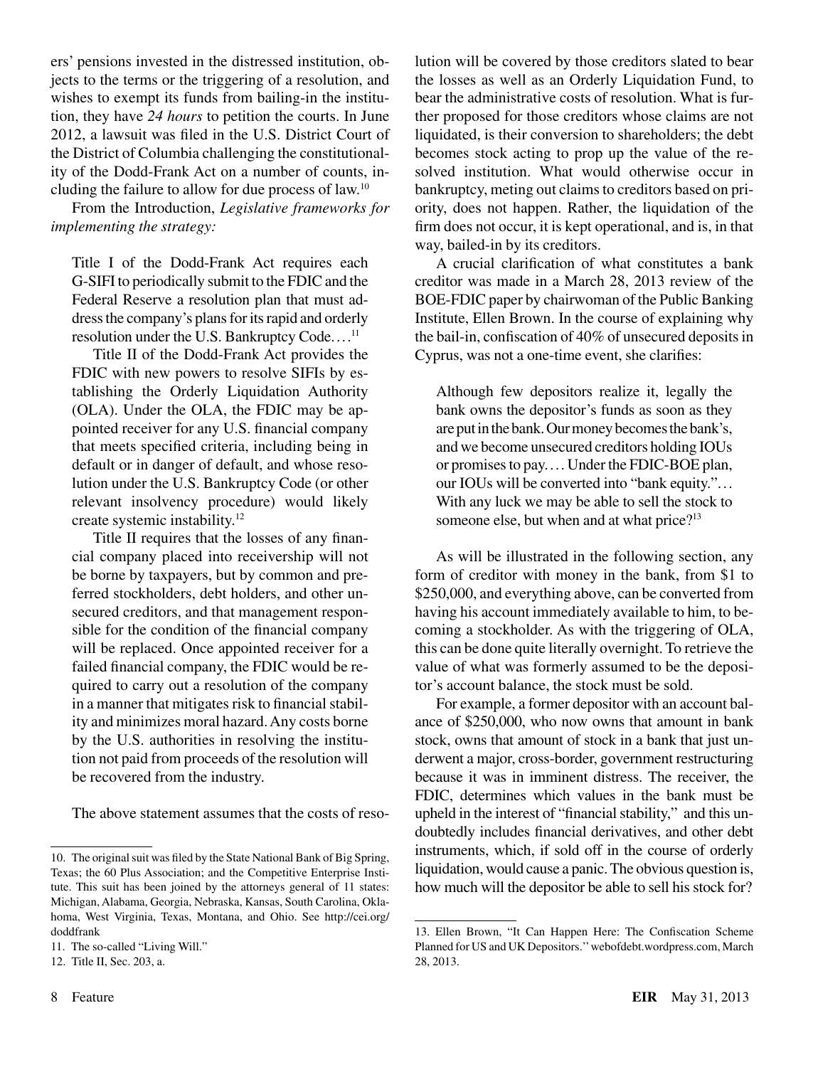ers' pensions invested in the distressed institution, objects to the terms or the triggering of a resolution, and wishes to exempt its funds from bailing-in the institution, they have *24 hours* to petition the courts. In June 2012, a lawsuit was filed in the U.S. District Court of the District of Columbia challenging the constitutionality of the Dodd-Frank Act on a number of counts, including the failure to allow for due process of law.[10]

From the Introduction, *Legislative frameworks for implementing the strategy:*

> Title I of the Dodd-Frank Act requires each G-SIFI to periodically submit to the FDIC and the Federal Reserve a resolution plan that must address the company's plans for its rapid and orderly resolution under the U.S. Bankruptcy Code....[11]
>
> Title II of the Dodd-Frank Act provides the FDIC with new powers to resolve SIFIs by establishing the Orderly Liquidation Authority (OLA). Under the OLA, the FDIC may be appointed receiver for any U.S. financial company that meets specified criteria, including being in default or in danger of default, and whose resolution under the U.S. Bankruptcy Code (or other relevant insolvency procedure) would likely create systemic instability.[12]
>
> Title II requires that the losses of any financial company placed into receivership will not be borne by taxpayers, but by common and preferred stockholders, debt holders, and other unsecured creditors, and that management responsible for the condition of the financial company will be replaced. Once appointed receiver for a failed financial company, the FDIC would be required to carry out a resolution of the company in a manner that mitigates risk to financial stability and minimizes moral hazard. Any costs borne by the U.S. authorities in resolving the institution not paid from proceeds of the resolution will be recovered from the industry.

The above statement assumes that the costs of resolution will be covered by those creditors slated to bear the losses as well as an Orderly Liquidation Fund, to bear the administrative costs of resolution. What is further proposed for those creditors whose claims are not liquidated, is their conversion to shareholders; the debt becomes stock acting to prop up the value of the resolved institution. What would otherwise occur in bankruptcy, meting out claims to creditors based on priority, does not happen. Rather, the liquidation of the firm does not occur, it is kept operational, and is, in that way, bailed-in by its creditors.

A crucial clarification of what constitutes a bank creditor was made in a March 28, 2013 review of the BOE-FDIC paper by chairwoman of the Public Banking Institute, Ellen Brown. In the course of explaining why the bail-in, confiscation of 40% of unsecured deposits in Cyprus, was not a one-time event, she clarifies:

> Although few depositors realize it, legally the bank owns the depositor's funds as soon as they are put in the bank. Our money becomes the bank's, and we become unsecured creditors holding IOUs or promises to pay.... Under the FDIC-BOE plan, our IOUs will be converted into "bank equity."... With any luck we may be able to sell the stock to someone else, but when and at what price?[13]

As will be illustrated in the following section, any form of creditor with money in the bank, from $1 to $250,000, and everything above, can be converted from having his account immediately available to him, to becoming a stockholder. As with the triggering of OLA, this can be done quite literally overnight. To retrieve the value of what was formerly assumed to be the depositor's account balance, the stock must be sold.

For example, a former depositor with an account balance of $250,000, who now owns that amount in bank stock, owns that amount of stock in a bank that just underwent a major, cross-border, government restructuring because it was in imminent distress. The receiver, the FDIC, determines which values in the bank must be upheld in the interest of "financial stability," and this undoubtedly includes financial derivatives, and other debt instruments, which, if sold off in the course of orderly liquidation, would cause a panic. The obvious question is, how much will the depositor be able to sell his stock for?

---

10. The original suit was filed by the State National Bank of Big Spring, Texas; the 60 Plus Association; and the Competitive Enterprise Institute. This suit has been joined by the attorneys general of 11 states: Michigan, Alabama, Georgia, Nebraska, Kansas, South Carolina, Oklahoma, West Virginia, Texas, Montana, and Ohio. See http://cei.org/doddfrank

11. The so-called "Living Will."

12. Title II, Sec. 203, a.

13. Ellen Brown, "It Can Happen Here: The Confiscation Scheme Planned for US and UK Depositors." webofdebt.wordpress.com, March 28, 2013.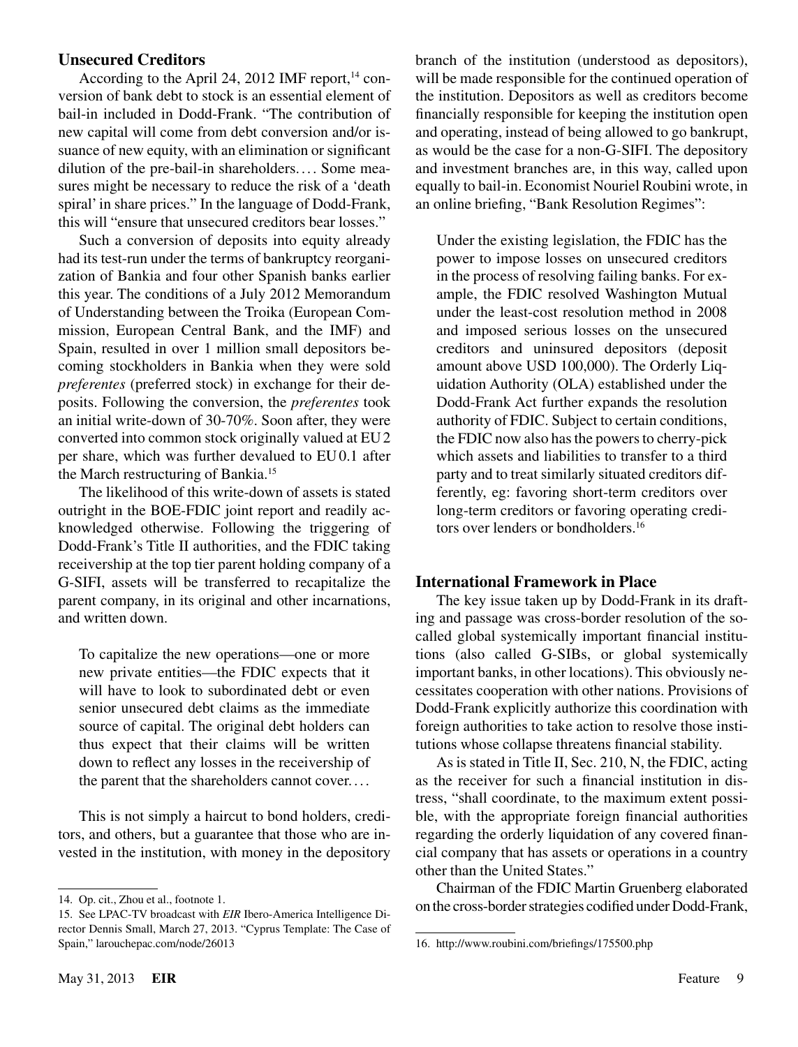## Unsecured Creditors

According to the April 24, 2012 IMF report,[14] conversion of bank debt to stock is an essential element of bail-in included in Dodd-Frank. "The contribution of new capital will come from debt conversion and/or issuance of new equity, with an elimination or significant dilution of the pre-bail-in shareholders.... Some measures might be necessary to reduce the risk of a 'death spiral' in share prices." In the language of Dodd-Frank, this will "ensure that unsecured creditors bear losses."

Such a conversion of deposits into equity already had its test-run under the terms of bankruptcy reorganization of Bankia and four other Spanish banks earlier this year. The conditions of a July 2012 Memorandum of Understanding between the Troika (European Commission, European Central Bank, and the IMF) and Spain, resulted in over 1 million small depositors becoming stockholders in Bankia when they were sold *preferentes* (preferred stock) in exchange for their deposits. Following the conversion, the *preferentes* took an initial write-down of 30-70%. Soon after, they were converted into common stock originally valued at EU 2 per share, which was further devalued to EU 0.1 after the March restructuring of Bankia.[15]

The likelihood of this write-down of assets is stated outright in the BOE-FDIC joint report and readily acknowledged otherwise. Following the triggering of Dodd-Frank's Title II authorities, and the FDIC taking receivership at the top tier parent holding company of a G-SIFI, assets will be transferred to recapitalize the parent company, in its original and other incarnations, and written down.

> To capitalize the new operations—one or more new private entities—the FDIC expects that it will have to look to subordinated debt or even senior unsecured debt claims as the immediate source of capital. The original debt holders can thus expect that their claims will be written down to reflect any losses in the receivership of the parent that the shareholders cannot cover....

This is not simply a haircut to bond holders, creditors, and others, but a guarantee that those who are invested in the institution, with money in the depository branch of the institution (understood as depositors), will be made responsible for the continued operation of the institution. Depositors as well as creditors become financially responsible for keeping the institution open and operating, instead of being allowed to go bankrupt, as would be the case for a non-G-SIFI. The depository and investment branches are, in this way, called upon equally to bail-in. Economist Nouriel Roubini wrote, in an online briefing, "Bank Resolution Regimes":

> Under the existing legislation, the FDIC has the power to impose losses on unsecured creditors in the process of resolving failing banks. For example, the FDIC resolved Washington Mutual under the least-cost resolution method in 2008 and imposed serious losses on the unsecured creditors and uninsured depositors (deposit amount above USD 100,000). The Orderly Liquidation Authority (OLA) established under the Dodd-Frank Act further expands the resolution authority of FDIC. Subject to certain conditions, the FDIC now also has the powers to cherry-pick which assets and liabilities to transfer to a third party and to treat similarly situated creditors differently, eg: favoring short-term creditors over long-term creditors or favoring operating creditors over lenders or bondholders.[16]

## International Framework in Place

The key issue taken up by Dodd-Frank in its drafting and passage was cross-border resolution of the so-called global systemically important financial institutions (also called G-SIBs, or global systemically important banks, in other locations). This obviously necessitates cooperation with other nations. Provisions of Dodd-Frank explicitly authorize this coordination with foreign authorities to take action to resolve those institutions whose collapse threatens financial stability.

As is stated in Title II, Sec. 210, N, the FDIC, acting as the receiver for such a financial institution in distress, "shall coordinate, to the maximum extent possible, with the appropriate foreign financial authorities regarding the orderly liquidation of any covered financial company that has assets or operations in a country other than the United States."

Chairman of the FDIC Martin Gruenberg elaborated on the cross-border strategies codified under Dodd-Frank,

---

14. Op. cit., Zhou et al., footnote 1.

15. See LPAC-TV broadcast with *EIR* Ibero-America Intelligence Director Dennis Small, March 27, 2013. "Cyprus Template: The Case of Spain," larouchepac.com/node/26013

16. http://www.roubini.com/briefings/175500.php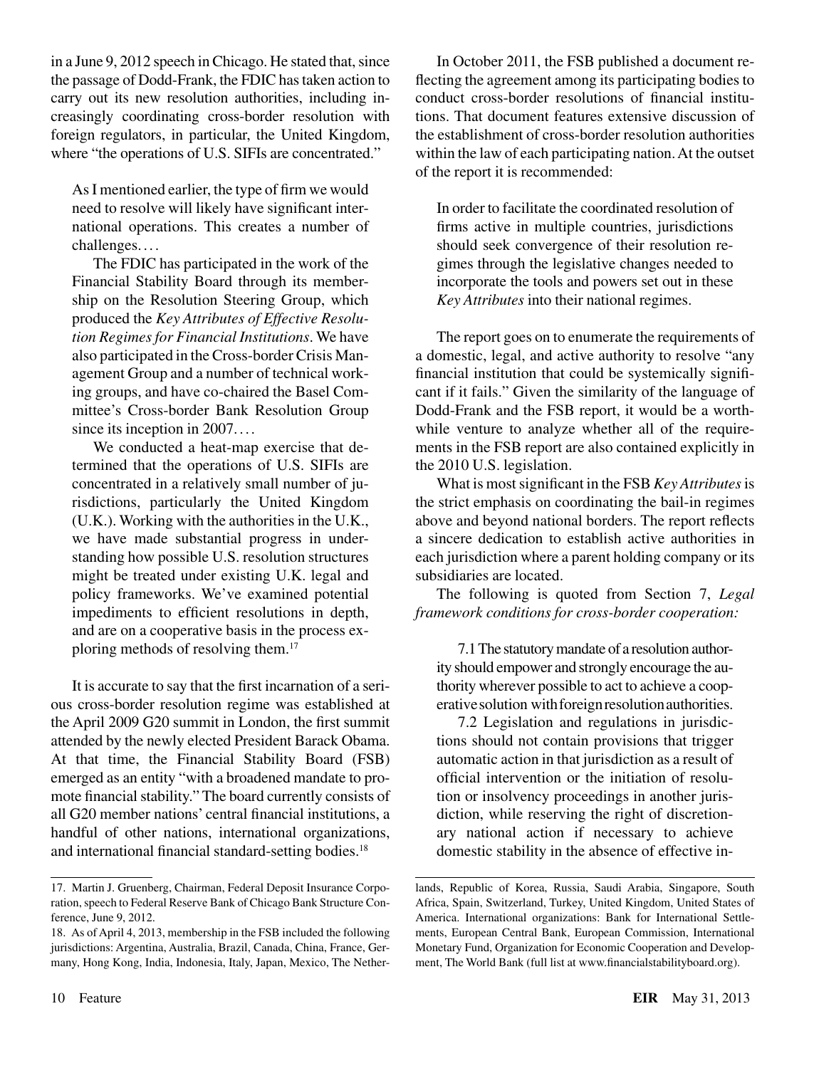in a June 9, 2012 speech in Chicago. He stated that, since the passage of Dodd-Frank, the FDIC has taken action to carry out its new resolution authorities, including increasingly coordinating cross-border resolution with foreign regulators, in particular, the United Kingdom, where "the operations of U.S. SIFIs are concentrated."

> As I mentioned earlier, the type of firm we would need to resolve will likely have significant international operations. This creates a number of challenges. . . .
>
> The FDIC has participated in the work of the Financial Stability Board through its membership on the Resolution Steering Group, which produced the *Key Attributes of Effective Resolution Regimes for Financial Institutions*. We have also participated in the Cross-border Crisis Management Group and a number of technical working groups, and have co-chaired the Basel Committee's Cross-border Bank Resolution Group since its inception in 2007. . . .
>
> We conducted a heat-map exercise that determined that the operations of U.S. SIFIs are concentrated in a relatively small number of jurisdictions, particularly the United Kingdom (U.K.). Working with the authorities in the U.K., we have made substantial progress in understanding how possible U.S. resolution structures might be treated under existing U.K. legal and policy frameworks. We've examined potential impediments to efficient resolutions in depth, and are on a cooperative basis in the process exploring methods of resolving them.[17]

It is accurate to say that the first incarnation of a serious cross-border resolution regime was established at the April 2009 G20 summit in London, the first summit attended by the newly elected President Barack Obama. At that time, the Financial Stability Board (FSB) emerged as an entity "with a broadened mandate to promote financial stability." The board currently consists of all G20 member nations' central financial institutions, a handful of other nations, international organizations, and international financial standard-setting bodies.[18]

In October 2011, the FSB published a document reflecting the agreement among its participating bodies to conduct cross-border resolutions of financial institutions. That document features extensive discussion of the establishment of cross-border resolution authorities within the law of each participating nation. At the outset of the report it is recommended:

> In order to facilitate the coordinated resolution of firms active in multiple countries, jurisdictions should seek convergence of their resolution regimes through the legislative changes needed to incorporate the tools and powers set out in these *Key Attributes* into their national regimes.

The report goes on to enumerate the requirements of a domestic, legal, and active authority to resolve "any financial institution that could be systemically significant if it fails." Given the similarity of the language of Dodd-Frank and the FSB report, it would be a worthwhile venture to analyze whether all of the requirements in the FSB report are also contained explicitly in the 2010 U.S. legislation.

What is most significant in the FSB *Key Attributes* is the strict emphasis on coordinating the bail-in regimes above and beyond national borders. The report reflects a sincere dedication to establish active authorities in each jurisdiction where a parent holding company or its subsidiaries are located.

The following is quoted from Section 7, *Legal framework conditions for cross-border cooperation:*

> 7.1 The statutory mandate of a resolution authority should empower and strongly encourage the authority wherever possible to act to achieve a cooperative solution with foreign resolution authorities.
>
> 7.2 Legislation and regulations in jurisdictions should not contain provisions that trigger automatic action in that jurisdiction as a result of official intervention or the initiation of resolution or insolvency proceedings in another jurisdiction, while reserving the right of discretionary national action if necessary to achieve domestic stability in the absence of effective in-

---

17. Martin J. Gruenberg, Chairman, Federal Deposit Insurance Corporation, speech to Federal Reserve Bank of Chicago Bank Structure Conference, June 9, 2012.

18. As of April 4, 2013, membership in the FSB included the following jurisdictions: Argentina, Australia, Brazil, Canada, China, France, Germany, Hong Kong, India, Indonesia, Italy, Japan, Mexico, The Netherlands, Republic of Korea, Russia, Saudi Arabia, Singapore, South Africa, Spain, Switzerland, Turkey, United Kingdom, United States of America. International organizations: Bank for International Settlements, European Central Bank, European Commission, International Monetary Fund, Organization for Economic Cooperation and Development, The World Bank (full list at www.financialstabilityboard.org).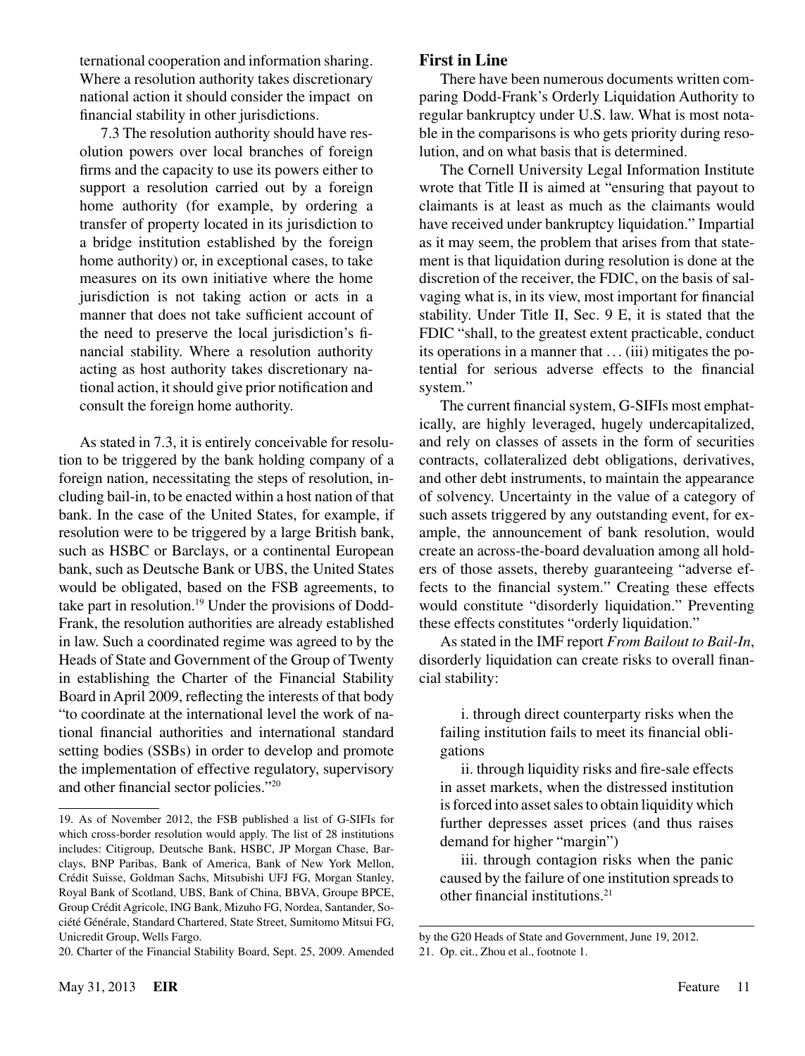ternational cooperation and information sharing. Where a resolution authority takes discretionary national action it should consider the impact on financial stability in other jurisdictions.

7.3 The resolution authority should have resolution powers over local branches of foreign firms and the capacity to use its powers either to support a resolution carried out by a foreign home authority (for example, by ordering a transfer of property located in its jurisdiction to a bridge institution established by the foreign home authority) or, in exceptional cases, to take measures on its own initiative where the home jurisdiction is not taking action or acts in a manner that does not take sufficient account of the need to preserve the local jurisdiction's financial stability. Where a resolution authority acting as host authority takes discretionary national action, it should give prior notification and consult the foreign home authority.

As stated in 7.3, it is entirely conceivable for resolution to be triggered by the bank holding company of a foreign nation, necessitating the steps of resolution, including bail-in, to be enacted within a host nation of that bank. In the case of the United States, for example, if resolution were to be triggered by a large British bank, such as HSBC or Barclays, or a continental European bank, such as Deutsche Bank or UBS, the United States would be obligated, based on the FSB agreements, to take part in resolution.[19] Under the provisions of Dodd-Frank, the resolution authorities are already established in law. Such a coordinated regime was agreed to by the Heads of State and Government of the Group of Twenty in establishing the Charter of the Financial Stability Board in April 2009, reflecting the interests of that body "to coordinate at the international level the work of national financial authorities and international standard setting bodies (SSBs) in order to develop and promote the implementation of effective regulatory, supervisory and other financial sector policies."[20]

## First in Line

There have been numerous documents written comparing Dodd-Frank's Orderly Liquidation Authority to regular bankruptcy under U.S. law. What is most notable in the comparisons is who gets priority during resolution, and on what basis that is determined.

The Cornell University Legal Information Institute wrote that Title II is aimed at "ensuring that payout to claimants is at least as much as the claimants would have received under bankruptcy liquidation." Impartial as it may seem, the problem that arises from that statement is that liquidation during resolution is done at the discretion of the receiver, the FDIC, on the basis of salvaging what is, in its view, most important for financial stability. Under Title II, Sec. 9 E, it is stated that the FDIC "shall, to the greatest extent practicable, conduct its operations in a manner that ... (iii) mitigates the potential for serious adverse effects to the financial system."

The current financial system, G-SIFIs most emphatically, are highly leveraged, hugely undercapitalized, and rely on classes of assets in the form of securities contracts, collateralized debt obligations, derivatives, and other debt instruments, to maintain the appearance of solvency. Uncertainty in the value of a category of such assets triggered by any outstanding event, for example, the announcement of bank resolution, would create an across-the-board devaluation among all holders of those assets, thereby guaranteeing "adverse effects to the financial system." Creating these effects would constitute "disorderly liquidation." Preventing these effects constitutes "orderly liquidation."

As stated in the IMF report *From Bailout to Bail-In*, disorderly liquidation can create risks to overall financial stability:

i. through direct counterparty risks when the failing institution fails to meet its financial obligations

ii. through liquidity risks and fire-sale effects in asset markets, when the distressed institution is forced into asset sales to obtain liquidity which further depresses asset prices (and thus raises demand for higher "margin")

iii. through contagion risks when the panic caused by the failure of one institution spreads to other financial institutions.[21]

---

19. As of November 2012, the FSB published a list of G-SIFIs for which cross-border resolution would apply. The list of 28 institutions includes: Citigroup, Deutsche Bank, HSBC, JP Morgan Chase, Barclays, BNP Paribas, Bank of America, Bank of New York Mellon, Crédit Suisse, Goldman Sachs, Mitsubishi UFJ FG, Morgan Stanley, Royal Bank of Scotland, UBS, Bank of China, BBVA, Groupe BPCE, Group Crédit Agricole, ING Bank, Mizuho FG, Nordea, Santander, Société Générale, Standard Chartered, State Street, Sumitomo Mitsui FG, Unicredit Group, Wells Fargo.

20. Charter of the Financial Stability Board, Sept. 25, 2009. Amended by the G20 Heads of State and Government, June 19, 2012.

21. Op. cit., Zhou et al., footnote 1.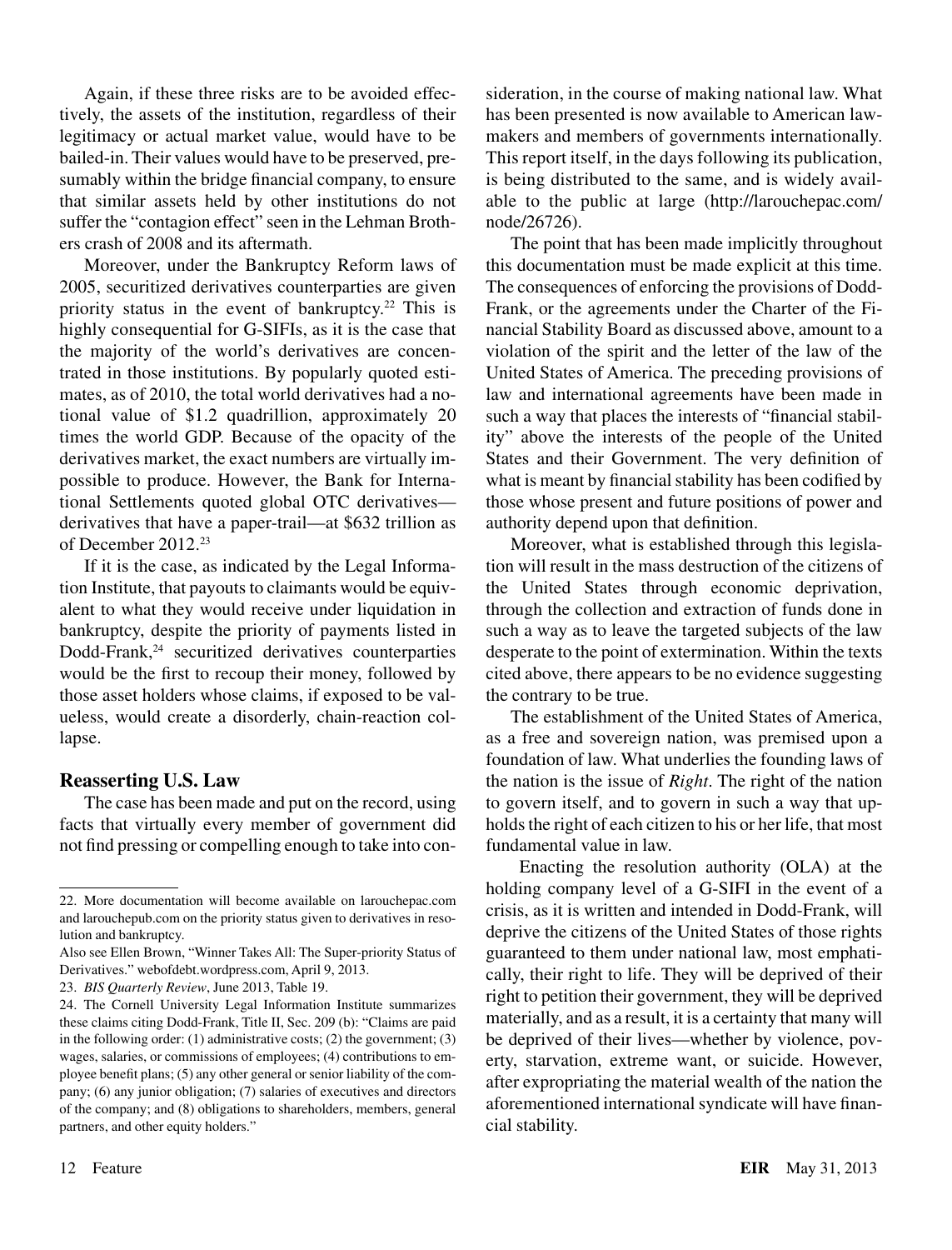Again, if these three risks are to be avoided effectively, the assets of the institution, regardless of their legitimacy or actual market value, would have to be bailed-in. Their values would have to be preserved, presumably within the bridge financial company, to ensure that similar assets held by other institutions do not suffer the "contagion effect" seen in the Lehman Brothers crash of 2008 and its aftermath.

Moreover, under the Bankruptcy Reform laws of 2005, securitized derivatives counterparties are given priority status in the event of bankruptcy.[22] This is highly consequential for G-SIFIs, as it is the case that the majority of the world's derivatives are concentrated in those institutions. By popularly quoted estimates, as of 2010, the total world derivatives had a notional value of $1.2 quadrillion, approximately 20 times the world GDP. Because of the opacity of the derivatives market, the exact numbers are virtually impossible to produce. However, the Bank for International Settlements quoted global OTC derivatives—derivatives that have a paper-trail—at $632 trillion as of December 2012.[23]

If it is the case, as indicated by the Legal Information Institute, that payouts to claimants would be equivalent to what they would receive under liquidation in bankruptcy, despite the priority of payments listed in Dodd-Frank,[24] securitized derivatives counterparties would be the first to recoup their money, followed by those asset holders whose claims, if exposed to be valueless, would create a disorderly, chain-reaction collapse.

## Reasserting U.S. Law

The case has been made and put on the record, using facts that virtually every member of government did not find pressing or compelling enough to take into consideration, in the course of making national law. What has been presented is now available to American lawmakers and members of governments internationally. This report itself, in the days following its publication, is being distributed to the same, and is widely available to the public at large (http://larouchepac.com/node/26726).

The point that has been made implicitly throughout this documentation must be made explicit at this time. The consequences of enforcing the provisions of Dodd-Frank, or the agreements under the Charter of the Financial Stability Board as discussed above, amount to a violation of the spirit and the letter of the law of the United States of America. The preceding provisions of law and international agreements have been made in such a way that places the interests of "financial stability" above the interests of the people of the United States and their Government. The very definition of what is meant by financial stability has been codified by those whose present and future positions of power and authority depend upon that definition.

Moreover, what is established through this legislation will result in the mass destruction of the citizens of the United States through economic deprivation, through the collection and extraction of funds done in such a way as to leave the targeted subjects of the law desperate to the point of extermination. Within the texts cited above, there appears to be no evidence suggesting the contrary to be true.

The establishment of the United States of America, as a free and sovereign nation, was premised upon a foundation of law. What underlies the founding laws of the nation is the issue of *Right*. The right of the nation to govern itself, and to govern in such a way that upholds the right of each citizen to his or her life, that most fundamental value in law.

Enacting the resolution authority (OLA) at the holding company level of a G-SIFI in the event of a crisis, as it is written and intended in Dodd-Frank, will deprive the citizens of the United States of those rights guaranteed to them under national law, most emphatically, their right to life. They will be deprived of their right to petition their government, they will be deprived materially, and as a result, it is a certainty that many will be deprived of their lives—whether by violence, poverty, starvation, extreme want, or suicide. However, after expropriating the material wealth of the nation the aforementioned international syndicate will have financial stability.

---

22. More documentation will become available on larouchepac.com and larouchepub.com on the priority status given to derivatives in resolution and bankruptcy.

Also see Ellen Brown, "Winner Takes All: The Super-priority Status of Derivatives." webofdebt.wordpress.com, April 9, 2013.

23. *BIS Quarterly Review*, June 2013, Table 19.

24. The Cornell University Legal Information Institute summarizes these claims citing Dodd-Frank, Title II, Sec. 209 (b): "Claims are paid in the following order: (1) administrative costs; (2) the government; (3) wages, salaries, or commissions of employees; (4) contributions to employee benefit plans; (5) any other general or senior liability of the company; (6) any junior obligation; (7) salaries of executives and directors of the company; and (8) obligations to shareholders, members, general partners, and other equity holders."